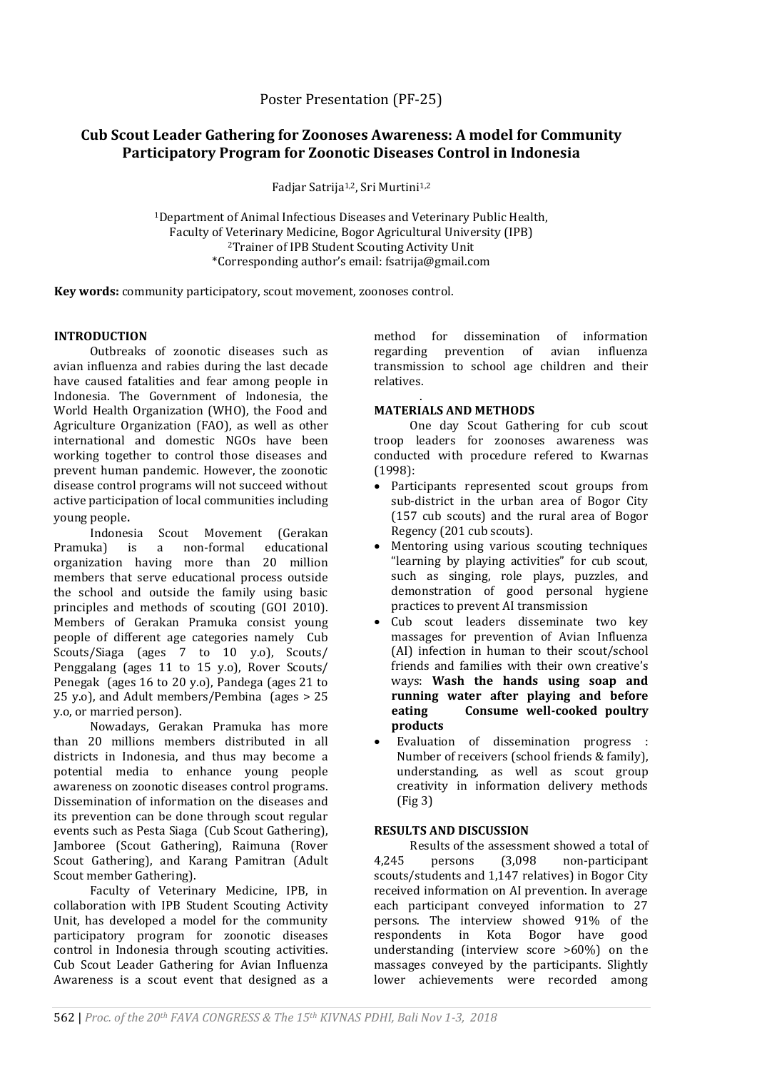Poster Presentation (PF-25)

# Cub Scout Leader Gathering for Zoonoses Awareness: A model for Community Participatory Program for Zoonotic Diseases Control in Indonesia

Fadjar Satrija[1,2], Sri Murtini[1,2]

[1]Department of Animal Infectious Diseases and Veterinary Public Health, Faculty of Veterinary Medicine, Bogor Agricultural University (IPB)
[2]Trainer of IPB Student Scouting Activity Unit
*Corresponding author's email: fsatrija@gmail.com

**Key words:** community participatory, scout movement, zoonoses control.

## INTRODUCTION

Outbreaks of zoonotic diseases such as avian influenza and rabies during the last decade have caused fatalities and fear among people in Indonesia. The Government of Indonesia, the World Health Organization (WHO), the Food and Agriculture Organization (FAO), as well as other international and domestic NGOs have been working together to control those diseases and prevent human pandemic. However, the zoonotic disease control programs will not succeed without active participation of local communities including young people.

Indonesia Scout Movement (Gerakan Pramuka) is a non-formal educational organization having more than 20 million members that serve educational process outside the school and outside the family using basic principles and methods of scouting (GOI 2010). Members of Gerakan Pramuka consist young people of different age categories namely Cub Scouts/Siaga (ages 7 to 10 y.o), Scouts/ Penggalang (ages 11 to 15 y.o), Rover Scouts/ Penegak (ages 16 to 20 y.o), Pandega (ages 21 to 25 y.o), and Adult members/Pembina (ages > 25 y.o, or married person).

Nowadays, Gerakan Pramuka has more than 20 millions members distributed in all districts in Indonesia, and thus may become a potential media to enhance young people awareness on zoonotic diseases control programs. Dissemination of information on the diseases and its prevention can be done through scout regular events such as Pesta Siaga (Cub Scout Gathering), Jamboree (Scout Gathering), Raimuna (Rover Scout Gathering), and Karang Pamitran (Adult Scout member Gathering).

Faculty of Veterinary Medicine, IPB, in collaboration with IPB Student Scouting Activity Unit, has developed a model for the community participatory program for zoonotic diseases control in Indonesia through scouting activities. Cub Scout Leader Gathering for Avian Influenza Awareness is a scout event that designed as a method for dissemination of information regarding prevention of avian influenza transmission to school age children and their relatives.

## MATERIALS AND METHODS

One day Scout Gathering for cub scout troop leaders for zoonoses awareness was conducted with procedure refered to Kwarnas (1998):

- Participants represented scout groups from sub-district in the urban area of Bogor City (157 cub scouts) and the rural area of Bogor Regency (201 cub scouts).
- Mentoring using various scouting techniques "learning by playing activities" for cub scout, such as singing, role plays, puzzles, and demonstration of good personal hygiene practices to prevent AI transmission
- Cub scout leaders disseminate two key massages for prevention of Avian Influenza (AI) infection in human to their scout/school friends and families with their own creative's ways: **Wash the hands using soap and running water after playing and before eating Consume well-cooked poultry products**
- Evaluation of dissemination progress : Number of receivers (school friends & family), understanding, as well as scout group creativity in information delivery methods (Fig 3)

## RESULTS AND DISCUSSION

Results of the assessment showed a total of 4,245 persons (3,098 non-participant scouts/students and 1,147 relatives) in Bogor City received information on AI prevention. In average each participant conveyed information to 27 persons. The interview showed 91% of the respondents in Kota Bogor have good understanding (interview score >60%) on the massages conveyed by the participants. Slightly lower achievements were recorded among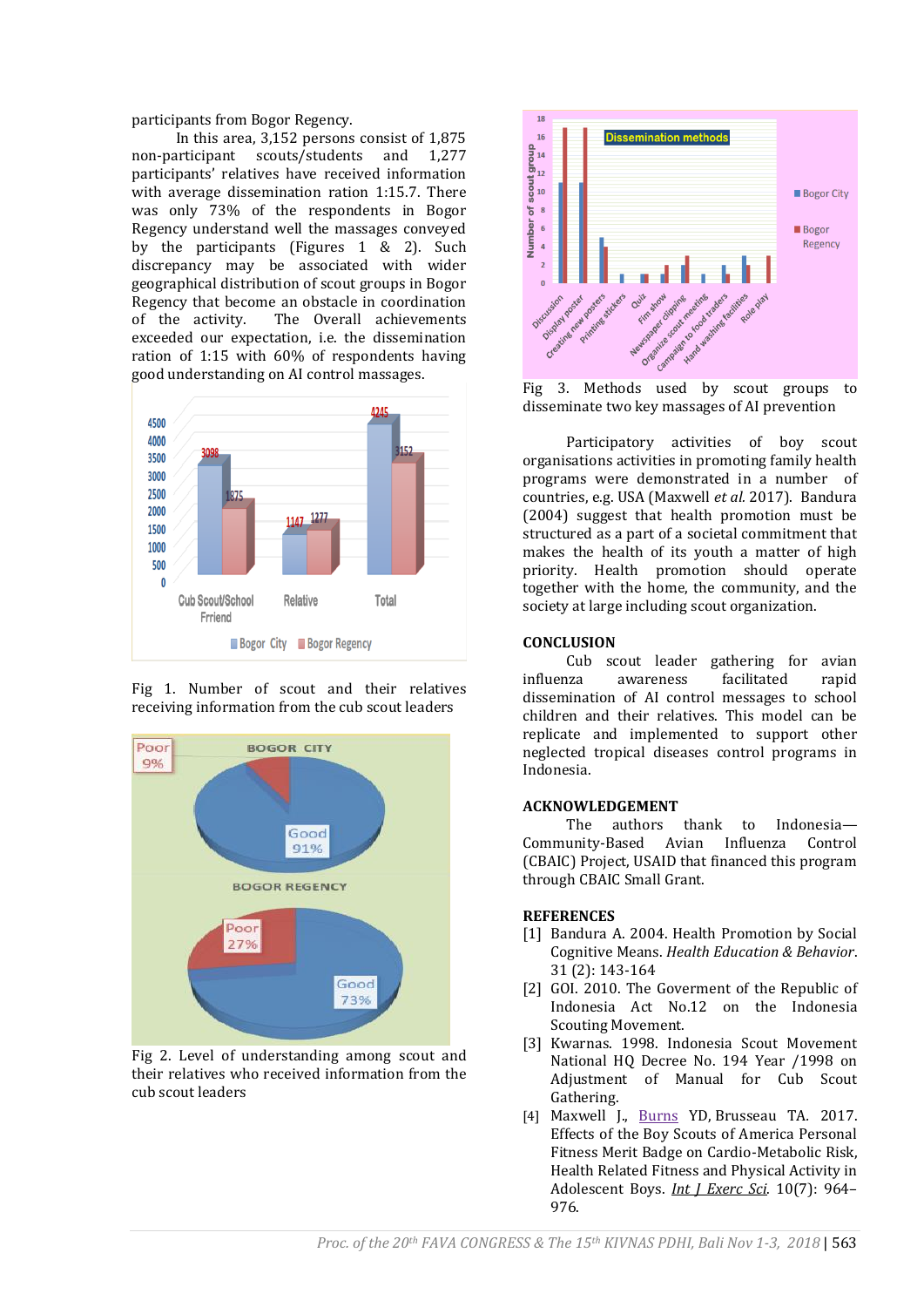participants from Bogor Regency.

In this area, 3,152 persons consist of 1,875 non-participant scouts/students and 1,277 participants' relatives have received information with average dissemination ration 1:15.7. There was only 73% of the respondents in Bogor Regency understand well the massages conveyed by the participants (Figures 1 & 2). Such discrepancy may be associated with wider geographical distribution of scout groups in Bogor Regency that become an obstacle in coordination of the activity. The Overall achievements exceeded our expectation, i.e. the dissemination ration of 1:15 with 60% of respondents having good understanding on AI control massages.

4500
4000
3500
3000
2500
2000
1500
1000
500
0
3098
1875
1147
1277
4245
3152
Cub Scout/School Frriend
Relative
Total
Bogor City
Bogor Regency

Fig 1. Number of scout and their relatives receiving information from the cub scout leaders

BOGOR CITY
Poor 9%
Good 91%
BOGOR REGENCY
Poor 27%
Good 73%

Fig 2. Level of understanding among scout and their relatives who received information from the cub scout leaders

Dissemination methods
Number of scout group
18
16
14
12
10
8
6
4
2
0
Discussion
Display poster
Creating new posters
Printing stickers
Quiz
Fim show
Newspaper clipping
Organize scout meeting
Campaign to food traders
Hand washing facilities
Role play
Bogor City
Bogor Regency

Fig 3. Methods used by scout groups to disseminate two key massages of AI prevention

Participatory activities of boy scout organisations activities in promoting family health programs were demonstrated in a number of countries, e.g. USA (Maxwell *et al.* 2017). Bandura (2004) suggest that health promotion must be structured as a part of a societal commitment that makes the health of its youth a matter of high priority. Health promotion should operate together with the home, the community, and the society at large including scout organization.

## CONCLUSION

Cub scout leader gathering for avian influenza awareness facilitated rapid dissemination of AI control messages to school children and their relatives. This model can be replicate and implemented to support other neglected tropical diseases control programs in Indonesia.

## ACKNOWLEDGEMENT

The authors thank to Indonesia—Community-Based Avian Influenza Control (CBAIC) Project, USAID that financed this program through CBAIC Small Grant.

## REFERENCES

[1] Bandura A. 2004. Health Promotion by Social Cognitive Means. *Health Education & Behavior*. 31 (2): 143-164

[2] GOI. 2010. The Goverment of the Republic of Indonesia Act No.12 on the Indonesia Scouting Movement.

[3] Kwarnas. 1998. Indonesia Scout Movement National HQ Decree No. 194 Year /1998 on Adjustment of Manual for Cub Scout Gathering.

[4] Maxwell J., Burns YD, Brusseau TA. 2017. Effects of the Boy Scouts of America Personal Fitness Merit Badge on Cardio-Metabolic Risk, Health Related Fitness and Physical Activity in Adolescent Boys. *Int J Exerc Sci*. 10(7): 964–976.